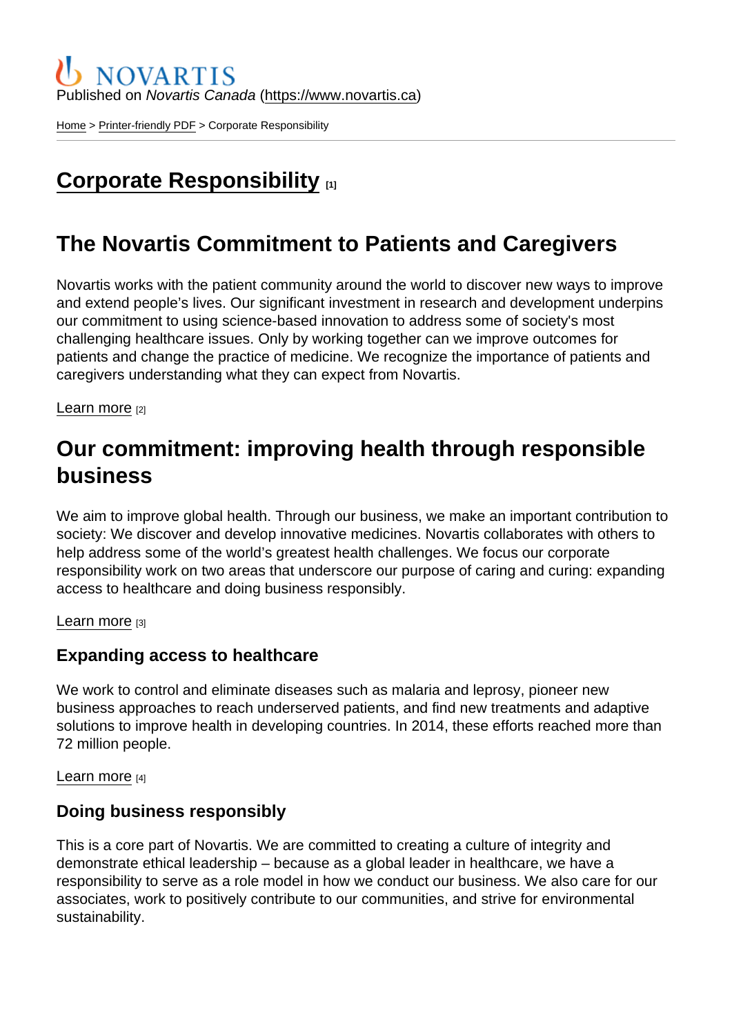Published on *Novartis Canada* (https://www.novartis.ca)

Home > Printer-friendly PDF > Corporate Responsibility

# Corporate Responsibility [1]

## The Novartis Commitment to Patients and Caregivers

Novartis works with the patient community around the world to discover new ways to improve and extend people's lives. Our significant investment in research and development underpins our commitment to using science-based innovation to address some of society's most challenging healthcare issues. Only by working together can we improve outcomes for patients and change the practice of medicine. We recognize the importance of patients and caregivers understanding what they can expect from Novartis.

Learn more [2]

## Our commitment: improving health through responsible business

We aim to improve global health. Through our business, we make an important contribution to society: We discover and develop innovative medicines. Novartis collaborates with others to help address some of the world's greatest health challenges. We focus our corporate responsibility work on two areas that underscore our purpose of caring and curing: expanding access to healthcare and doing business responsibly.

Learn more [3]

### Expanding access to healthcare

We work to control and eliminate diseases such as malaria and leprosy, pioneer new business approaches to reach underserved patients, and find new treatments and adaptive solutions to improve health in developing countries. In 2014, these efforts reached more than 72 million people.

Learn more [4]

### Doing business responsibly

This is a core part of Novartis. We are committed to creating a culture of integrity and demonstrate ethical leadership – because as a global leader in healthcare, we have a responsibility to serve as a role model in how we conduct our business. We also care for our associates, work to positively contribute to our communities, and strive for environmental sustainability.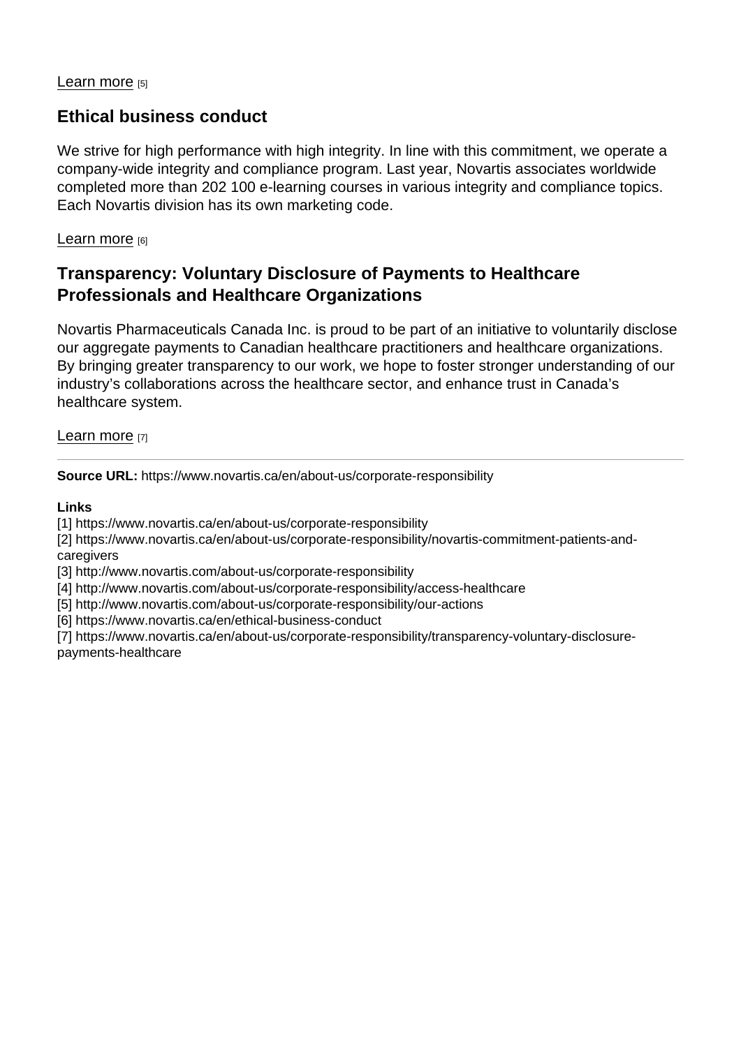Learn more [5]

## Ethical business conduct

We strive for high performance with high integrity. In line with this commitment, we operate a company-wide integrity and compliance program. Last year, Novartis associates worldwide completed more than 202 100 e-learning courses in various integrity and compliance topics. Each Novartis division has its own marketing code.

Learn more [6]

## Transparency: Voluntary Disclosure of Payments to Healthcare Professionals and Healthcare Organizations

Novartis Pharmaceuticals Canada Inc. is proud to be part of an initiative to voluntarily disclose our aggregate payments to Canadian healthcare practitioners and healthcare organizations. By bringing greater transparency to our work, we hope to foster stronger understanding of our industry's collaborations across the healthcare sector, and enhance trust in Canada's healthcare system.

Learn more [7]

---

**Source URL:** https://www.novartis.ca/en/about-us/corporate-responsibility

**Links**

[1] https://www.novartis.ca/en/about-us/corporate-responsibility
[2] https://www.novartis.ca/en/about-us/corporate-responsibility/novartis-commitment-patients-and-caregivers
[3] http://www.novartis.com/about-us/corporate-responsibility
[4] http://www.novartis.com/about-us/corporate-responsibility/access-healthcare
[5] http://www.novartis.com/about-us/corporate-responsibility/our-actions
[6] https://www.novartis.ca/en/ethical-business-conduct
[7] https://www.novartis.ca/en/about-us/corporate-responsibility/transparency-voluntary-disclosure-payments-healthcare